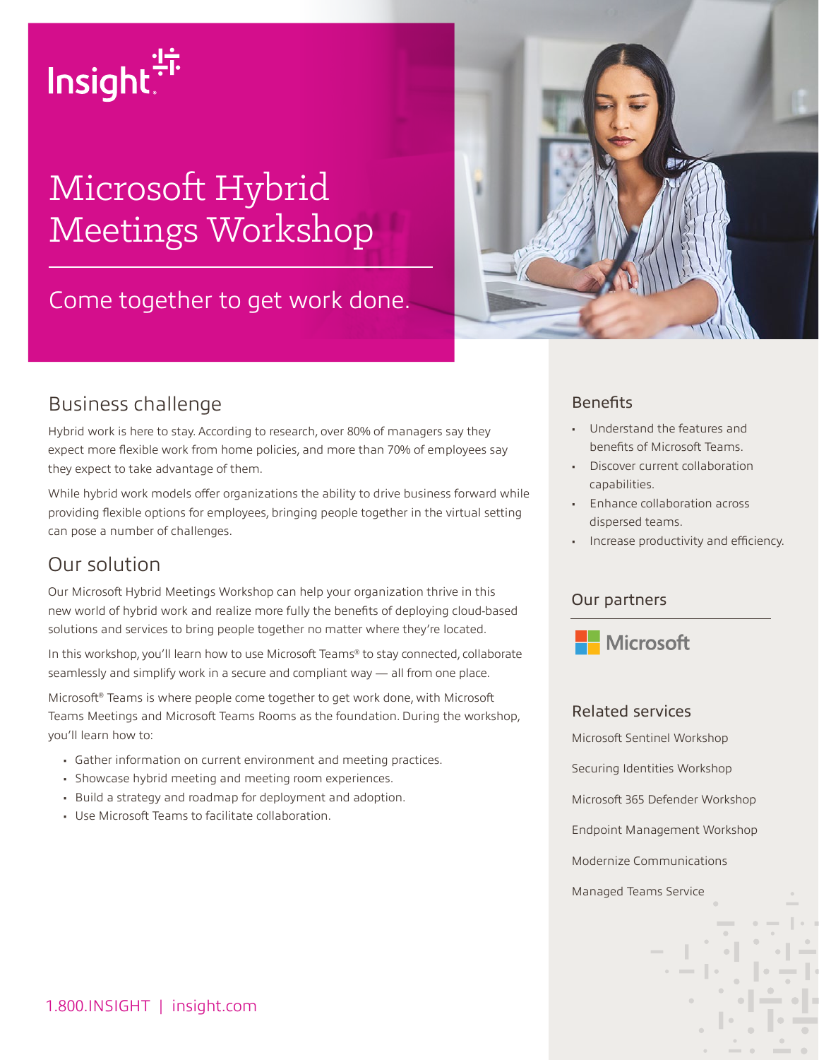Insight

# Microsoft Hybrid Meetings Workshop

Come together to get work done.

## Business challenge

Hybrid work is here to stay. According to research, over 80% of managers say they expect more flexible work from home policies, and more than 70% of employees say they expect to take advantage of them.

While hybrid work models offer organizations the ability to drive business forward while providing flexible options for employees, bringing people together in the virtual setting can pose a number of challenges.

## Our solution

Our Microsoft Hybrid Meetings Workshop can help your organization thrive in this new world of hybrid work and realize more fully the benefits of deploying cloud-based solutions and services to bring people together no matter where they're located.

In this workshop, you'll learn how to use Microsoft Teams® to stay connected, collaborate seamlessly and simplify work in a secure and compliant way — all from one place.

Microsoft® Teams is where people come together to get work done, with Microsoft Teams Meetings and Microsoft Teams Rooms as the foundation. During the workshop, you'll learn how to:

- Gather information on current environment and meeting practices.
- Showcase hybrid meeting and meeting room experiences.
- Build a strategy and roadmap for deployment and adoption.
- Use Microsoft Teams to facilitate collaboration.

## Benefits

- Understand the features and benefits of Microsoft Teams.
- Discover current collaboration capabilities.
- Enhance collaboration across dispersed teams.
- Increase productivity and efficiency.

## Our partners

Microsoft

## Related services

Microsoft Sentinel Workshop

Securing Identities Workshop

Microsoft 365 Defender Workshop

Endpoint Management Workshop

Modernize Communications

Managed Teams Service

1.800.INSIGHT | insight.com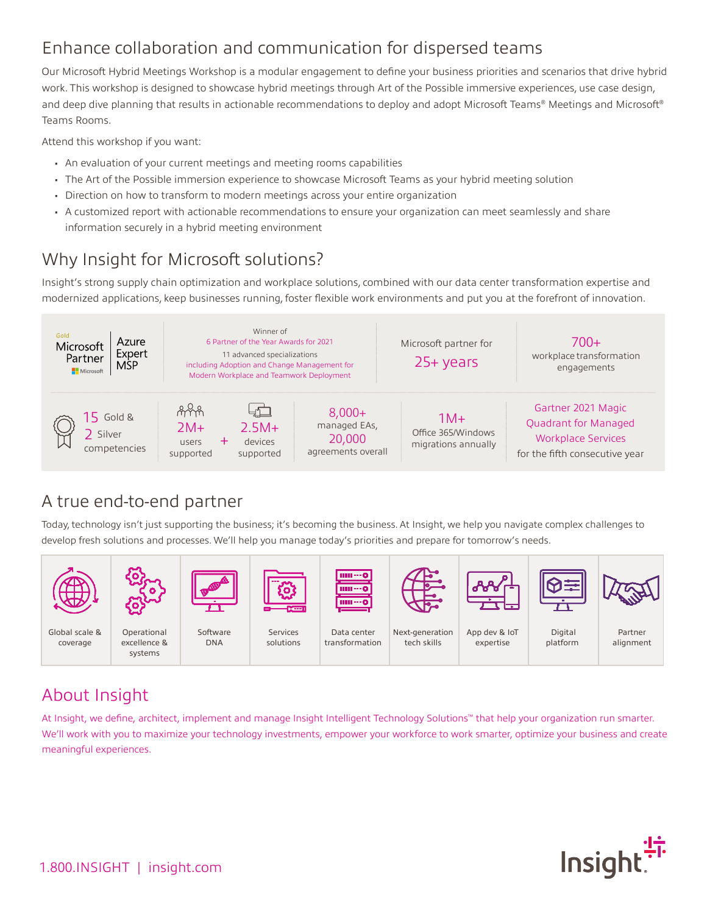## Enhance collaboration and communication for dispersed teams

Our Microsoft Hybrid Meetings Workshop is a modular engagement to define your business priorities and scenarios that drive hybrid work. This workshop is designed to showcase hybrid meetings through Art of the Possible immersive experiences, use case design, and deep dive planning that results in actionable recommendations to deploy and adopt Microsoft Teams® Meetings and Microsoft® Teams Rooms.

Attend this workshop if you want:

- An evaluation of your current meetings and meeting rooms capabilities
- The Art of the Possible immersion experience to showcase Microsoft Teams as your hybrid meeting solution
- Direction on how to transform to modern meetings across your entire organization
- A customized report with actionable recommendations to ensure your organization can meet seamlessly and share information securely in a hybrid meeting environment

## Why Insight for Microsoft solutions?

Insight's strong supply chain optimization and workplace solutions, combined with our data center transformation expertise and modernized applications, keep businesses running, foster flexible work environments and put you at the forefront of innovation.

Gold Microsoft Partner | Azure Expert MSP

Winner of 6 Partner of the Year Awards for 2021
11 advanced specializations including Adoption and Change Management for Modern Workplace and Teamwork Deployment

Microsoft partner for 25+ years

700+ workplace transformation engagements

15 Gold & 2 Silver competencies

2M+ users supported + 2.5M+ devices supported

8,000+ managed EAs, 20,000 agreements overall

1M+ Office 365/Windows migrations annually

Gartner 2021 Magic Quadrant for Managed Workplace Services for the fifth consecutive year

## A true end-to-end partner

Today, technology isn't just supporting the business; it's becoming the business. At Insight, we help you navigate complex challenges to develop fresh solutions and processes. We'll help you manage today's priorities and prepare for tomorrow's needs.

- Global scale & coverage
- Operational excellence & systems
- Software DNA
- Services solutions
- Data center transformation
- Next-generation tech skills
- App dev & IoT expertise
- Digital platform
- Partner alignment

## About Insight

At Insight, we define, architect, implement and manage Insight Intelligent Technology Solutions™ that help your organization run smarter. We'll work with you to maximize your technology investments, empower your workforce to work smarter, optimize your business and create meaningful experiences.

1.800.INSIGHT | insight.com